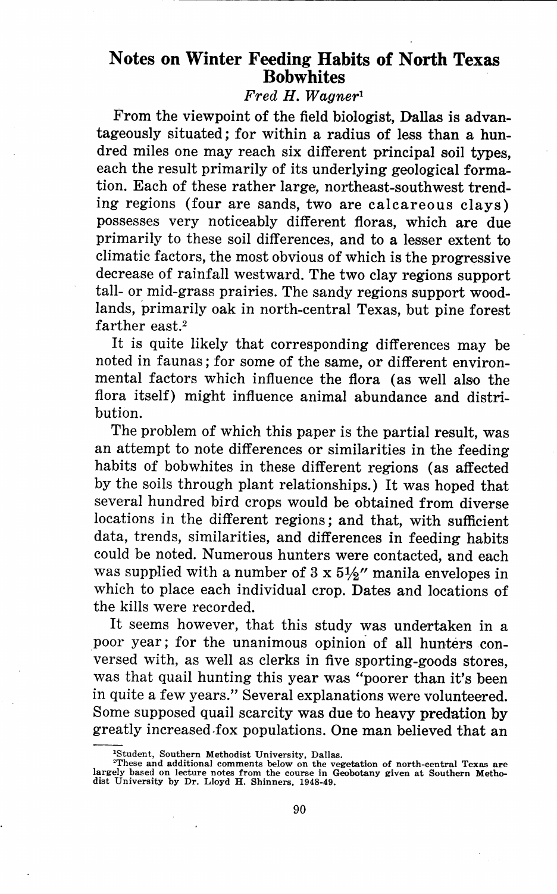# Notes on Winter Feeding Habits of North Texas Bobwhites

*Fred H. Wagner*[1]

From the viewpoint of the field biologist, Dallas is advantageously situated; for within a radius of less than a hundred miles one may reach six different principal soil types, each the result primarily of its underlying geological formation. Each of these rather large, northeast-southwest trending regions (four are sands, two are calcareous clays) possesses very noticeably different floras, which are due primarily to these soil differences, and to a lesser extent to climatic factors, the most obvious of which is the progressive decrease of rainfall westward. The two clay regions support tall- or mid-grass prairies. The sandy regions support woodlands, primarily oak in north-central Texas, but pine forest farther east.[2]

It is quite likely that corresponding differences may be noted in faunas; for some of the same, or different environmental factors which influence the flora (as well also the flora itself) might influence animal abundance and distribution.

The problem of which this paper is the partial result, was an attempt to note differences or similarities in the feeding habits of bobwhites in these different regions (as affected by the soils through plant relationships.) It was hoped that several hundred bird crops would be obtained from diverse locations in the different regions; and that, with sufficient data, trends, similarities, and differences in feeding habits could be noted. Numerous hunters were contacted, and each was supplied with a number of 3 x 5½" manila envelopes in which to place each individual crop. Dates and locations of the kills were recorded.

It seems however, that this study was undertaken in a poor year; for the unanimous opinion of all hunters conversed with, as well as clerks in five sporting-goods stores, was that quail hunting this year was "poorer than it's been in quite a few years." Several explanations were volunteered. Some supposed quail scarcity was due to heavy predation by greatly increased fox populations. One man believed that an

[1]Student, Southern Methodist University, Dallas.

[2]These and additional comments below on the vegetation of north-central Texas are largely based on lecture notes from the course in Geobotany given at Southern Methodist University by Dr. Lloyd H. Shinners, 1948-49.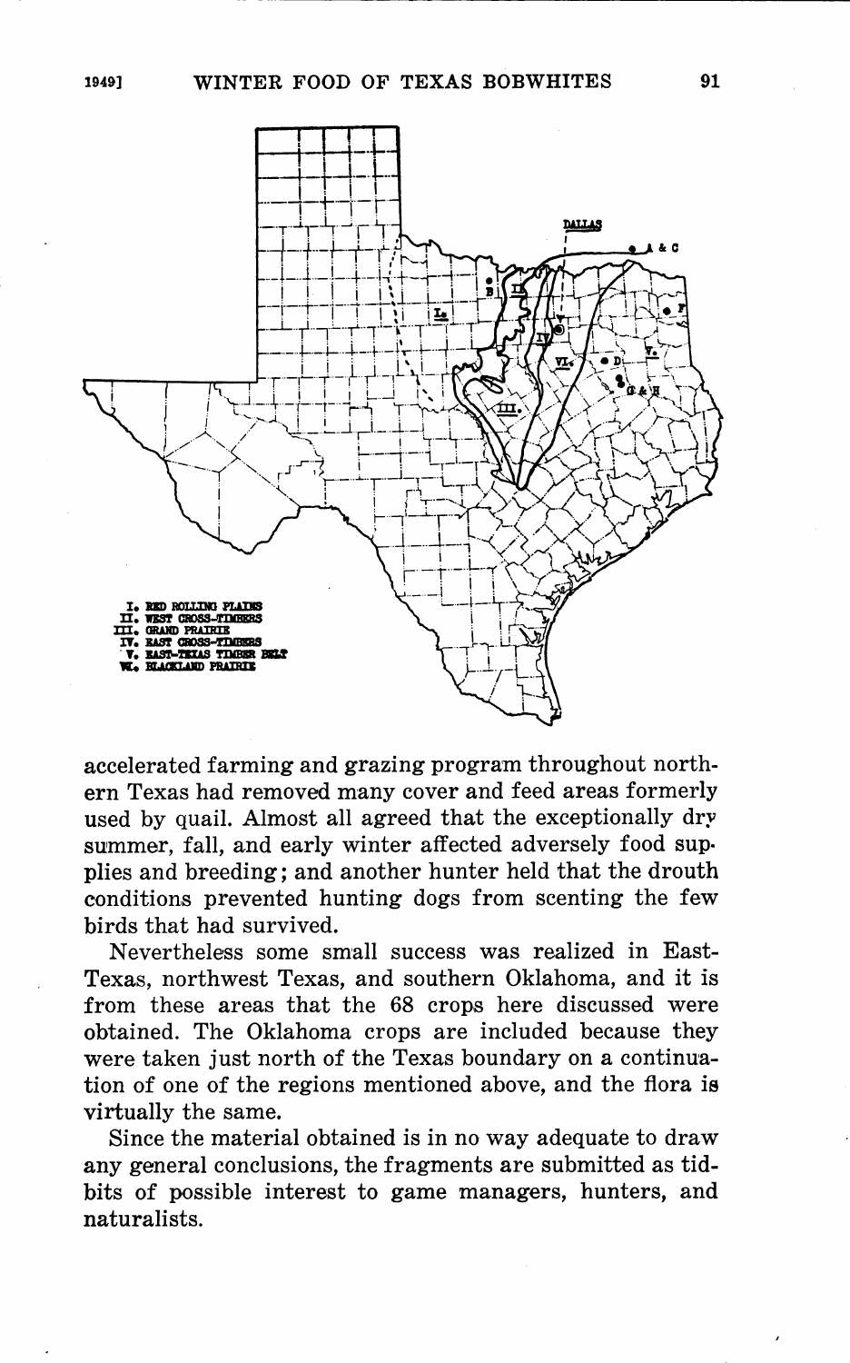I. RED ROLLING PLAINS
II. WEST CROSS-TIMBERS
III. GRAND PRAIRIE
IV. EAST CROSS-TIMBERS
V. EAST-TEXAS TIMBER BELT
VI. BLACKLAND PRAIRIE

accelerated farming and grazing program throughout northern Texas had removed many cover and feed areas formerly used by quail. Almost all agreed that the exceptionally dry summer, fall, and early winter affected adversely food supplies and breeding; and another hunter held that the drouth conditions prevented hunting dogs from scenting the few birds that had survived.

Nevertheless some small success was realized in East-Texas, northwest Texas, and southern Oklahoma, and it is from these areas that the 68 crops here discussed were obtained. The Oklahoma crops are included because they were taken just north of the Texas boundary on a continuation of one of the regions mentioned above, and the flora is virtually the same.

Since the material obtained is in no way adequate to draw any general conclusions, the fragments are submitted as tidbits of possible interest to game managers, hunters, and naturalists.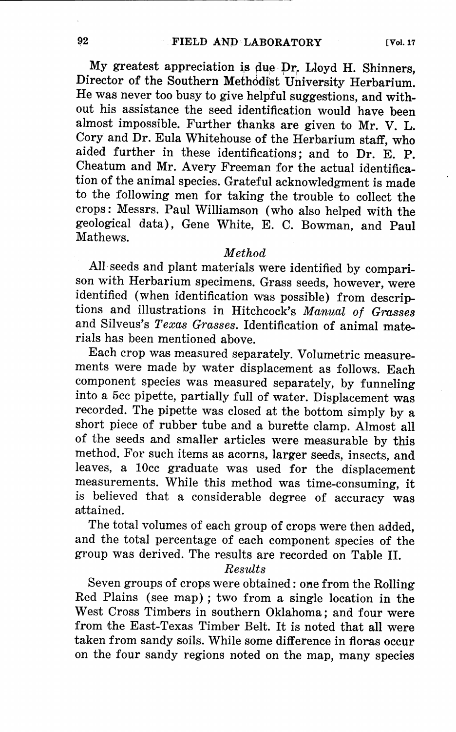My greatest appreciation is due Dr. Lloyd H. Shinners, Director of the Southern Methodist University Herbarium. He was never too busy to give helpful suggestions, and without his assistance the seed identification would have been almost impossible. Further thanks are given to Mr. V. L. Cory and Dr. Eula Whitehouse of the Herbarium staff, who aided further in these identifications; and to Dr. E. P. Cheatum and Mr. Avery Freeman for the actual identification of the animal species. Grateful acknowledgment is made to the following men for taking the trouble to collect the crops: Messrs. Paul Williamson (who also helped with the geological data), Gene White, E. C. Bowman, and Paul Mathews.

### *Method*

All seeds and plant materials were identified by comparison with Herbarium specimens. Grass seeds, however, were identified (when identification was possible) from descriptions and illustrations in Hitchcock's *Manual of Grasses* and Silveus's *Texas Grasses*. Identification of animal materials has been mentioned above.

Each crop was measured separately. Volumetric measurements were made by water displacement as follows. Each component species was measured separately, by funneling into a 5cc pipette, partially full of water. Displacement was recorded. The pipette was closed at the bottom simply by a short piece of rubber tube and a burette clamp. Almost all of the seeds and smaller articles were measurable by this method. For such items as acorns, larger seeds, insects, and leaves, a 10cc graduate was used for the displacement measurements. While this method was time-consuming, it is believed that a considerable degree of accuracy was attained.

The total volumes of each group of crops were then added, and the total percentage of each component species of the group was derived. The results are recorded on Table II.

### *Results*

Seven groups of crops were obtained: one from the Rolling Red Plains (see map); two from a single location in the West Cross Timbers in southern Oklahoma; and four were from the East-Texas Timber Belt. It is noted that all were taken from sandy soils. While some difference in floras occur on the four sandy regions noted on the map, many species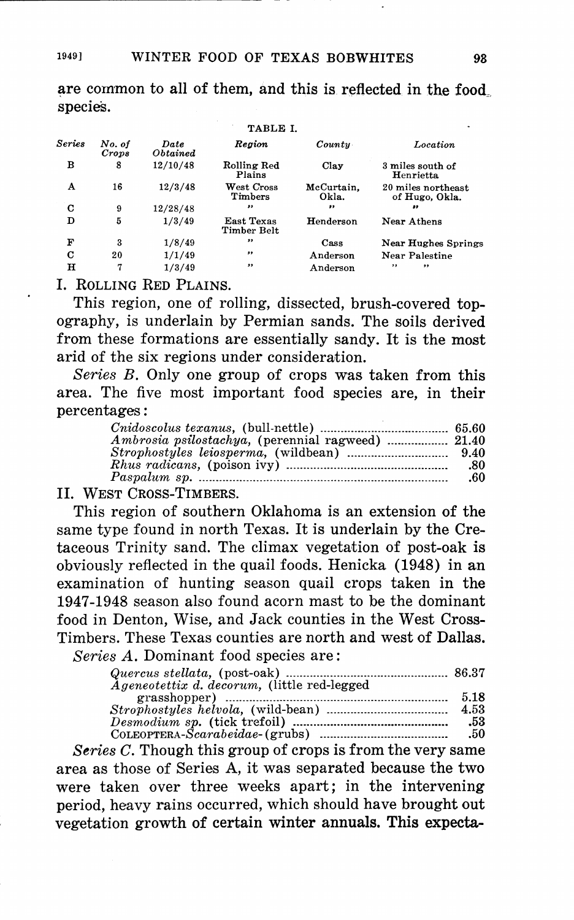are common to all of them, and this is reflected in the food species.

TABLE I.

| *Series* | *No. of Crops* | *Date Obtained* | *Region* | *County* | *Location* |
|---|---|---|---|---|---|
| B | 8 | 12/10/48 | Rolling Red Plains | Clay | 3 miles south of Henrietta |
| A | 16 | 12/3/48 | West Cross Timbers | McCurtain, Okla. | 20 miles northeast of Hugo, Okla. |
| C | 9 | 12/28/48 | " | " | " |
| D | 5 | 1/3/49 | East Texas Timber Belt | Henderson | Near Athens |
| F | 3 | 1/8/49 | " | Cass | Near Hughes Springs |
| C | 20 | 1/1/49 | " | Anderson | Near Palestine |
| H | 7 | 1/3/49 | " | Anderson | " " |

I. Rolling Red Plains.

This region, one of rolling, dissected, brush-covered topography, is underlain by Permian sands. The soils derived from these formations are essentially sandy. It is the most arid of the six regions under consideration.

*Series B.* Only one group of crops was taken from this area. The five most important food species are, in their percentages:

| | |
|---|---|
| *Cnidoscolus texanus*, (bull-nettle) | 65.60 |
| *Ambrosia psilostachya*, (perennial ragweed) | 21.40 |
| *Strophostyles leiosperma*, (wildbean) | 9.40 |
| *Rhus radicans*, (poison ivy) | .80 |
| *Paspalum sp.* | .60 |

II. West Cross-Timbers.

This region of southern Oklahoma is an extension of the same type found in north Texas. It is underlain by the Cretaceous Trinity sand. The climax vegetation of post-oak is obviously reflected in the quail foods. Henicka (1948) in an examination of hunting season quail crops taken in the 1947-1948 season also found acorn mast to be the dominant food in Denton, Wise, and Jack counties in the West Cross-Timbers. These Texas counties are north and west of Dallas.

*Series A.* Dominant food species are:

| | |
|---|---|
| *Quercus stellata*, (post-oak) | 86.37 |
| *Ageneotettix d. decorum*, (little red-legged grasshopper) | 5.18 |
| *Strophostyles helvola*, (wild-bean) | 4.53 |
| *Desmodium sp.* (tick trefoil) | .53 |
| COLEOPTERA-*Scarabeidae*-(grubs) | .50 |

*Series C.* Though this group of crops is from the very same area as those of Series A, it was separated because the two were taken over three weeks apart; in the intervening period, heavy rains occurred, which should have brought out vegetation growth of certain winter annuals. This expecta-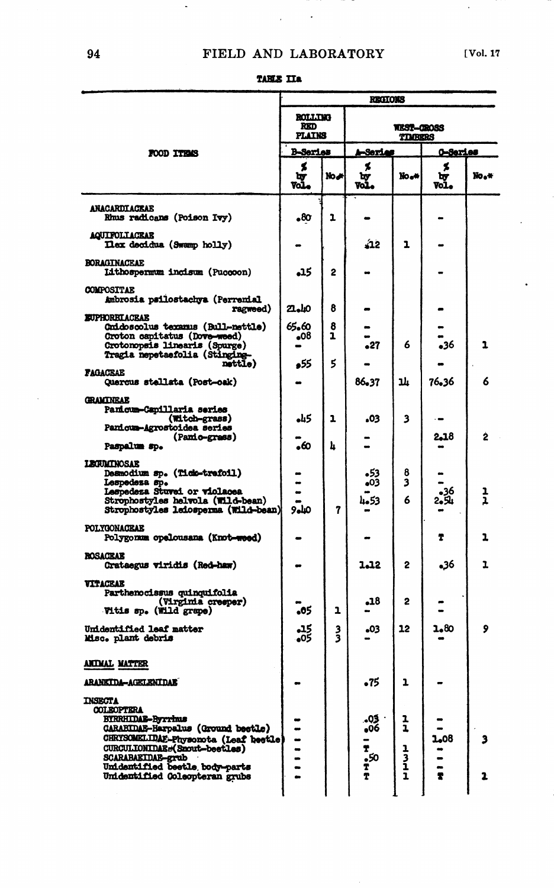**TABLE IIa**

| FOOD ITEMS | REGIONS | | | | | |
|---|---|---|---|---|---|---|
| | ROLLING RED PLAINS | | WEST-CROSS TIMBERS | | | |
| | B-Series | | A-Series | | O-Series | |
| | % by Vol. | No.* | % by Vol. | No.* | % by Vol. | No.* |
| **ANACARDIACEAE** | | | | | | |
| Rhus radicans (Poison Ivy) | .80 | 1 | - | | - | |
| **AQUIFOLIACEAE** | | | | | | |
| Ilex decidua (Swamp holly) | - | | .12 | 1 | - | |
| **BORAGINACEAE** | | | | | | |
| Lithospermum incisum (Puccoon) | .15 | 2 | - | | - | |
| **COMPOSITAE** | | | | | | |
| Ambrosia psilostachya (Perrenial ragweed) | 21.40 | 8 | - | | - | |
| **EUPHORBIACEAE** | | | | | | |
| Cnidoscolus texanus (Bull-nettle) | 65.60 | 8 | - | | - | |
| Croton capitatus (Dove-weed) | .08 | 1 | - | | - | |
| Crotonopsis linearis (Spurge) | - | | .27 | 6 | .36 | 1 |
| Tragia nepetaefolia (Stinging-nettle) | .55 | 5 | - | | - | |
| **FAGACEAE** | | | | | | |
| Quercus stellata (Post-oak) | - | | 86.37 | 14 | 76.36 | 6 |
| **GRAMINEAE** | | | | | | |
| Panicum-Capillaria series (Witch-grass) | .45 | 1 | .03 | 3 | - | |
| Panicum-Agrostoidea series (Panic-grass) | - | | - | | 2.18 | 2 |
| Paspalum sp. | .60 | 4 | - | | - | |
| **LEGUMINOSAE** | | | | | | |
| Desmodium sp. (Tick-trefoil) | - | | .53 | 8 | - | |
| Lespedeza sp. | - | | .03 | 3 | - | |
| Lespedeza Stuvei or violacea | - | | - | | .36 | 1 |
| Strophostyles helvola (Wild-bean) | - | | 4.53 | 6 | 2.54 | 1 |
| Strophostyles leiosperma (Wild-bean) | 9.40 | 7 | - | | - | |
| **POLYGONACEAE** | | | | | | |
| Polygonum opelousana (Knot-weed) | - | | - | | T | 1 |
| **ROSACEAE** | | | | | | |
| Crataegus viridis (Red-haw) | - | | 1.12 | 2 | .36 | 1 |
| **VITACEAE** | | | | | | |
| Parthenocissus quinquifolia (Virginia creeper) | - | | .18 | 2 | - | |
| Vitis sp. (Wild grape) | .05 | 1 | - | | - | |
| Unidentified leaf matter | .15 | 3 | .03 | 12 | 1.80 | 9 |
| Misc. plant debris | .05 | 3 | - | | - | |
| **ANIMAL MATTER** | | | | | | |
| **ARANEIDA-AGELENIDAE** | - | | .75 | 1 | - | |
| **INSECTA** | | | | | | |
| **COLEOPTERA** | | | | | | |
| BYRRHIDAE-Byrrhus | - | | .03 | 1 | - | |
| CARABIDAE-Harpalus (Ground beetle) | - | | .06 | 1 | - | |
| CHRYSOMELIDAE-Physonota (Leaf beetle) | - | | - | 1 | 1.08 | 3 |
| CURCULIONIDAE (Snout-beetles) | - | | T | 3 | - | |
| SCARABAEIDAE-grub | - | | .50 | 1 | - | |
| Unidentified beetle body-parts | - | | T | 1 | - | |
| Unidentified Coleopteran grubs | - | | T | 1 | T | 1 |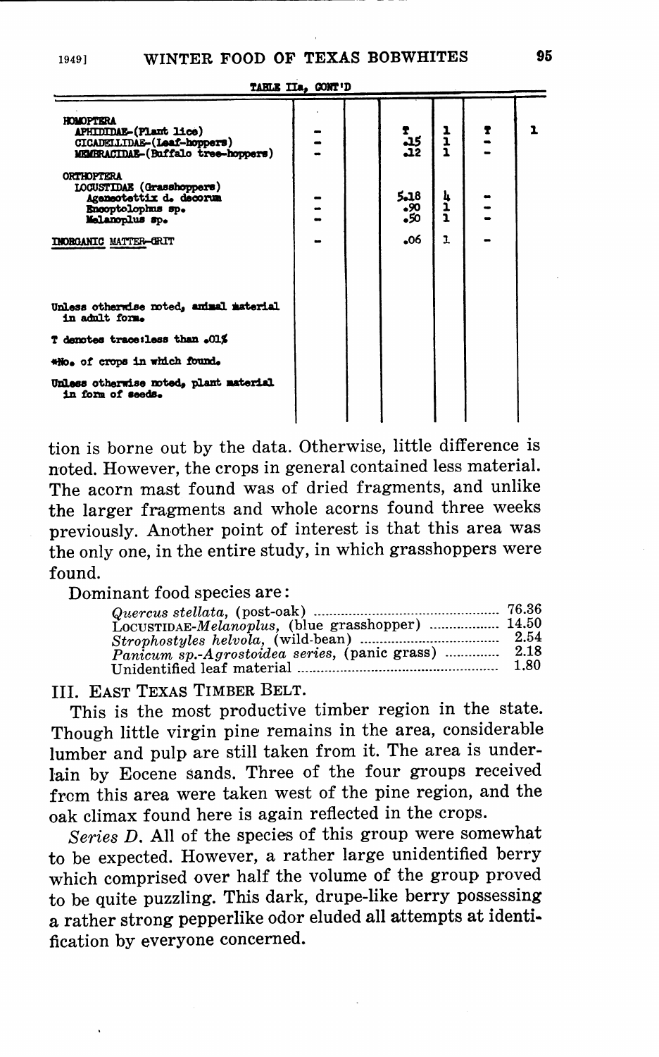TABLE IIa, CONT'D

| | | | | | | |
|---|---|---|---|---|---|---|
| **HOMOPTERA** | | | | | | |
| APHIDIDAE-(Plant lice) | - | | T | 1 | T | 1 |
| CICADELLIDAE-(Leaf-hoppers) | - | | .15 | 1 | - | |
| MEMBRACIDAE-(Buffalo tree-hoppers) | - | | .12 | 1 | - | |
| **ORTHOPTERA** | | | | | | |
| LOCUSTIDAE (Grasshoppers) | | | | | | |
| Ageneotettix d. decorum | - | | 5.18 | 4 | - | |
| Encoptolophus sp. | - | | .90 | 1 | - | |
| Melanoplus sp. | - | | .50 | 1 | - | |
| INORGANIC MATTER-GRIT | - | | .06 | 1 | - | |

Unless otherwise noted, animal material in adult form.

T denotes trace: less than .01%

*No. of crops in which found.

Unless otherwise noted, plant material in form of seeds.

tion is borne out by the data. Otherwise, little difference is noted. However, the crops in general contained less material. The acorn mast found was of dried fragments, and unlike the larger fragments and whole acorns found three weeks previously. Another point of interest is that this area was the only one, in the entire study, in which grasshoppers were found.

Dominant food species are:

| | |
|---|---|
| *Quercus stellata*, (post-oak) | 76.36 |
| LOCUSTIDAE-*Melanoplus*, (blue grasshopper) | 14.50 |
| *Strophostyles helvola*, (wild-bean) | 2.54 |
| *Panicum sp.-Agrostoidea series*, (panic grass) | 2.18 |
| Unidentified leaf material | 1.80 |

## III. EAST TEXAS TIMBER BELT.

This is the most productive timber region in the state. Though little virgin pine remains in the area, considerable lumber and pulp are still taken from it. The area is underlain by Eocene sands. Three of the four groups received from this area were taken west of the pine region, and the oak climax found here is again reflected in the crops.

*Series D.* All of the species of this group were somewhat to be expected. However, a rather large unidentified berry which comprised over half the volume of the group proved to be quite puzzling. This dark, drupe-like berry possessing a rather strong pepperlike odor eluded all attempts at identification by everyone concerned.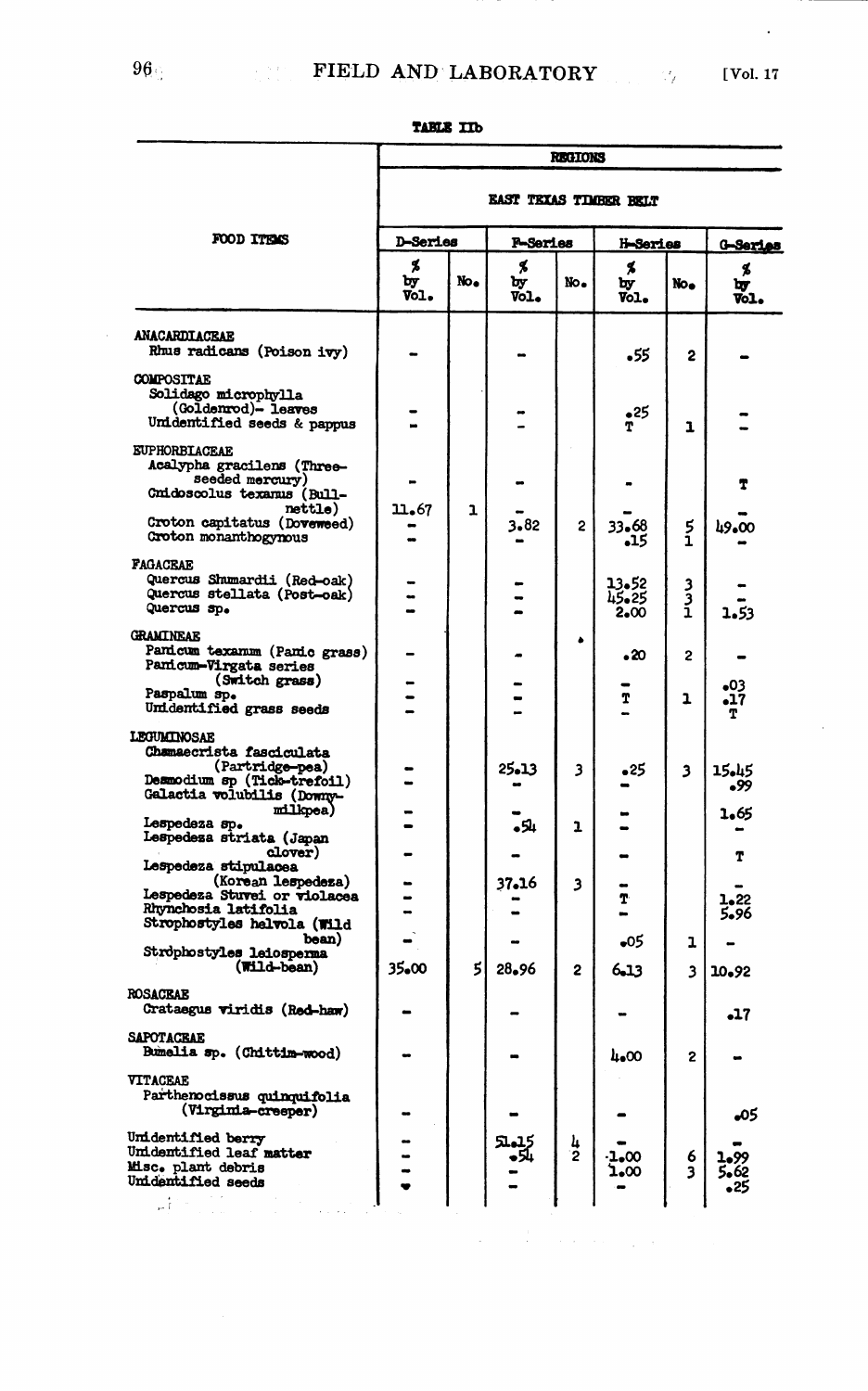TABLE IIb

| FOOD ITEMS | REGIONS | | | | | | |
|---|---|---|---|---|---|---|---|
| | EAST TEXAS TIMBER BELT | | | | | | |
| | D-Series | | F-Series | | H-Series | | G-Series |
| | % by Vol. | No. | % by Vol. | No. | % by Vol. | No. | % by Vol. |
| **ANACARDIACEAE** | | | | | | | |
| Rhus radicans (Poison ivy) | - | | - | | .55 | 2 | - |
| **COMPOSITAE** | | | | | | | |
| Solidago microphylla (Goldenrod)- leaves | - | | - | | .25 | | - |
| Unidentified seeds & pappus | - | | - | | T | 1 | - |
| **EUPHORBIACEAE** | | | | | | | |
| Acalypha gracilens (Three-seeded mercury) | - | | - | | - | | T |
| Cnidoscolus texanus (Bull-nettle) | 11.67 | 1 | - | | - | | - |
| Croton capitatus (Doveweed) | - | | 3.82 | 2 | 33.68 | 5 | 49.00 |
| Croton monanthogynous | - | | - | | .15 | 1 | - |
| **FAGACEAE** | | | | | | | |
| Quercus Shumardii (Red-oak) | - | | - | | 13.52 | 3 | - |
| Quercus stellata (Post-oak) | - | | - | | 45.25 | 3 | - |
| Quercus sp. | - | | - | | 2.00 | 1 | 1.53 |
| **GRAMINEAE** | | | | | | | |
| Panicum texanum (Panic grass) | - | | - | | .20 | 2 | - |
| Panicum-Virgata series (Switch grass) | - | | - | | - | | .03 |
| Paspalum sp. | - | | - | | T | 1 | .17 |
| Unidentified grass seeds | - | | - | | - | | T |
| **LEGUMINOSAE** | | | | | | | |
| Chamaecrista fasciculata (Partridge-pea) | - | | 25.13 | 3 | .25 | 3 | 15.45 |
| Desmodium sp (Tick-trefoil) | - | | - | | - | | .99 |
| Galactia volubilis (Downy-milkpea) | - | | - | | - | | 1.65 |
| Lespedeza sp. | - | | .54 | 1 | - | | - |
| Lespedeza striata (Japan clover) | - | | - | | - | | T |
| Lespedeza stipulacea (Korean lespedeza) | - | | 37.16 | 3 | - | | - |
| Lespedeza Stuvei or violacea | - | | - | | T | | 1.22 |
| Rhynchosia latifolia | - | | - | | - | | 5.96 |
| Strophostyles helvola (Wild bean) | - | | - | | .05 | 1 | - |
| Strophostyles leiosperma (Wild-bean) | 35.00 | 5 | 28.96 | 2 | 6.13 | 3 | 10.92 |
| **ROSACEAE** | | | | | | | |
| Crataegus viridis (Red-haw) | - | | - | | - | | .17 |
| **SAPOTACEAE** | | | | | | | |
| Bumelia sp. (Chittim-wood) | - | | - | | 4.00 | 2 | - |
| **VITACEAE** | | | | | | | |
| Parthenocissus quinquifolia (Virginia-creeper) | - | | - | | - | | .05 |
| Unidentified berry | - | | 51.15 | 4 | - | | - |
| Unidentified leaf matter | - | | .54 | 2 | 1.00 | 6 | 1.99 |
| Misc. plant debris | - | | - | | 1.00 | 3 | 5.62 |
| Unidentified seeds | - | | - | | - | | .25 |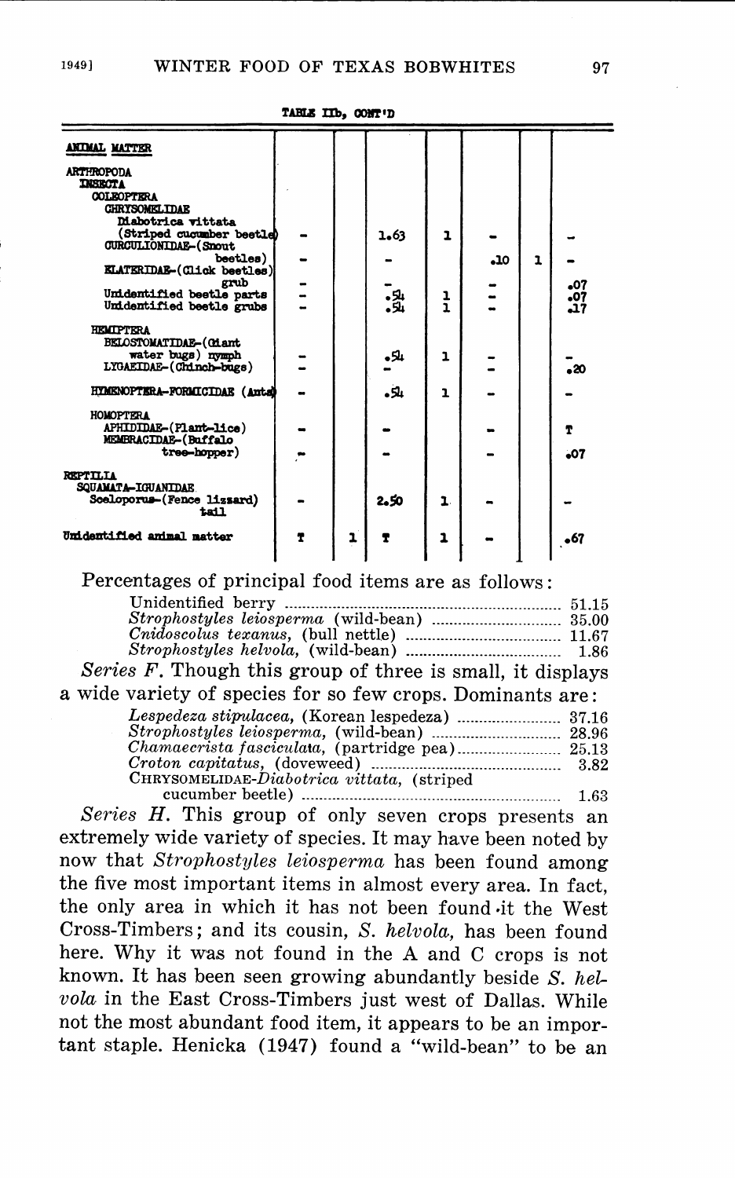TABLE IIb, CONT'D

| | | | | | | | |
|---|---|---|---|---|---|---|---|
| **ANIMAL MATTER** | | | | | | | |
| ARTHROPODA | | | | | | | |
| INSECTA | | | | | | | |
| COLEOPTERA | | | | | | | |
| CHRYSOMELIDAE | | | | | | | |
| *Diabotrica vittata* (Striped cucumber beetle) | - | | 1.63 | 1 | - | | - |
| CURCULIONIDAE-(Snout beetles) | - | | - | | .10 | 1 | - |
| ELATERIDAE-(Click beetles) grub | - | | - | | - | | .07 |
| Unidentified beetle parts | - | | .54 | 1 | - | | .07 |
| Unidentified beetle grubs | - | | .54 | 1 | - | | .17 |
| HEMIPTERA | | | | | | | |
| BELOSTOMATIDAE-(Giant water bugs) nymph | - | | .54 | 1 | - | | - |
| LYGAEIDAE-(Chinch-bugs) | - | | - | | - | | .20 |
| HYMENOPTERA-FORMICIDAE (Ants) | - | | .54 | 1 | - | | - |
| HOMOPTERA | | | | | | | |
| APHIDIDAE-(Plant-lice) | - | | - | | - | | T |
| MEMBRACIDAE-(Buffalo tree-hopper) | - | | - | | - | | .07 |
| REPTILIA | | | | | | | |
| SQUAMATA-IGUANIDAE | | | | | | | |
| *Sceloporus*-(Fence lizzard) tail | - | | 2.50 | 1 | - | | - |
| Unidentified animal matter | T | 1 | T | 1 | - | | .67 |

Percentages of principal food items are as follows:

| | |
|---|---|
| Unidentified berry | 51.15 |
| *Strophostyles leiosperma* (wild-bean) | 35.00 |
| *Cnidoscolus texanus*, (bull nettle) | 11.67 |
| *Strophostyles helvola*, (wild-bean) | 1.86 |

*Series F.* Though this group of three is small, it displays a wide variety of species for so few crops. Dominants are:

| | |
|---|---|
| *Lespedeza stipulacea*, (Korean lespedeza) | 37.16 |
| *Strophostyles leiosperma*, (wild-bean) | 28.96 |
| *Chamaecrista fasciculata*, (partridge pea) | 25.13 |
| *Croton capitatus*, (doveweed) | 3.82 |
| CHRYSOMELIDAE-*Diabotrica vittata*, (striped cucumber beetle) | 1.63 |

*Series H.* This group of only seven crops presents an extremely wide variety of species. It may have been noted by now that *Strophostyles leiosperma* has been found among the five most important items in almost every area. In fact, the only area in which it has not been found is the West Cross-Timbers; and its cousin, *S. helvola*, has been found here. Why it was not found in the A and C crops is not known. It has been seen growing abundantly beside *S. helvola* in the East Cross-Timbers just west of Dallas. While not the most abundant food item, it appears to be an important staple. Henicka (1947) found a "wild-bean" to be an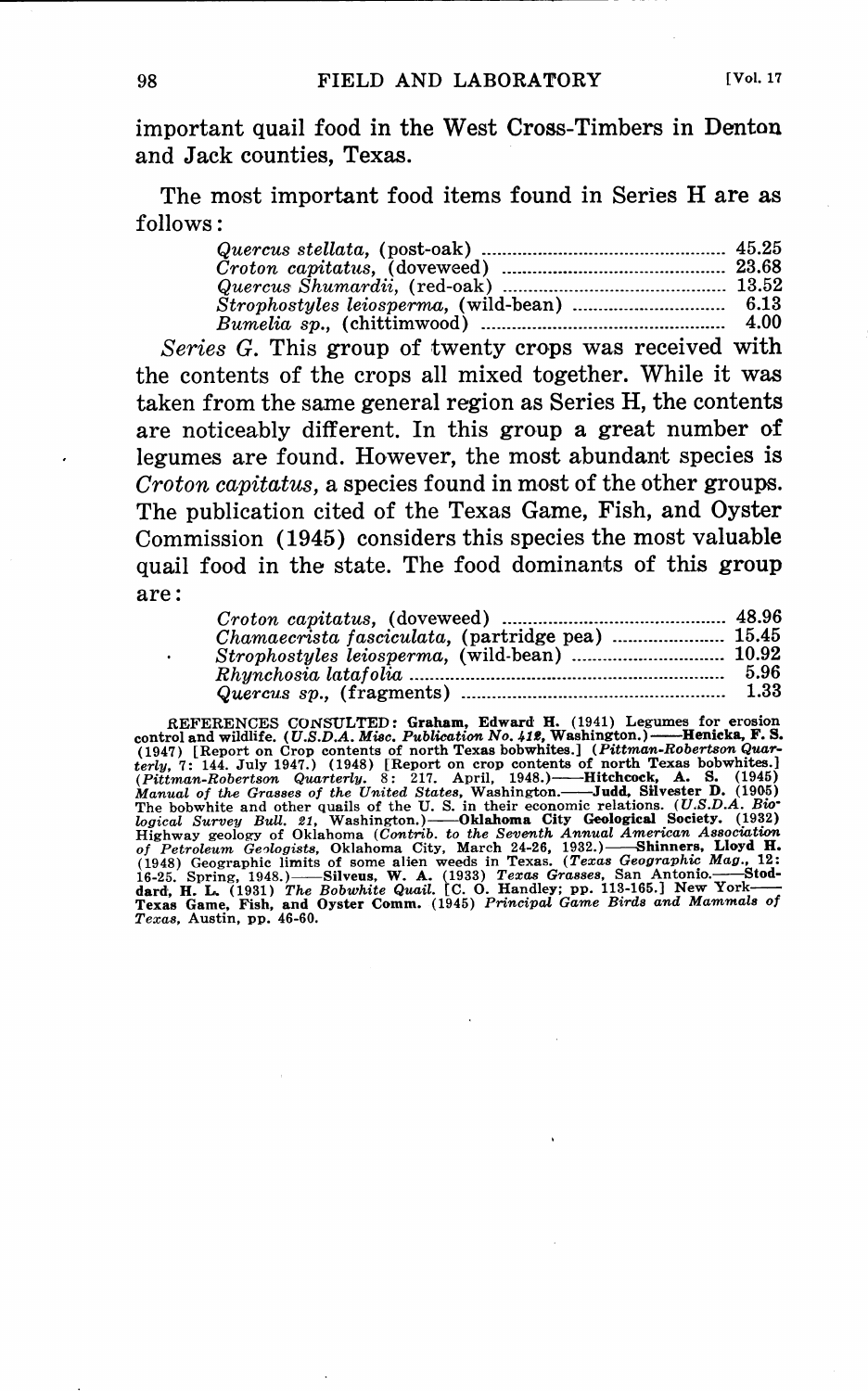important quail food in the West Cross-Timbers in Denton and Jack counties, Texas.

The most important food items found in Series H are as follows:

| | |
|---|---|
| *Quercus stellata*, (post-oak) | 45.25 |
| *Croton capitatus*, (doveweed) | 23.68 |
| *Quercus Shumardii*, (red-oak) | 13.52 |
| *Strophostyles leiosperma*, (wild-bean) | 6.13 |
| *Bumelia sp.*, (chittimwood) | 4.00 |

*Series G.* This group of twenty crops was received with the contents of the crops all mixed together. While it was taken from the same general region as Series H, the contents are noticeably different. In this group a great number of legumes are found. However, the most abundant species is *Croton capitatus*, a species found in most of the other groups. The publication cited of the Texas Game, Fish, and Oyster Commission (1945) considers this species the most valuable quail food in the state. The food dominants of this group are:

| | |
|---|---|
| *Croton capitatus*, (doveweed) | 48.96 |
| *Chamaecrista fasciculata*, (partridge pea) | 15.45 |
| *Strophostyles leiosperma*, (wild-bean) | 10.92 |
| *Rhynchosia latafolia* | 5.96 |
| *Quercus sp.*, (fragments) | 1.33 |

REFERENCES CONSULTED: **Graham, Edward H.** (1941) Legumes for erosion control and wildlife. (*U.S.D.A. Misc. Publication No. 412*, Washington.)——**Henicka, F. S.** (1947) [Report on Crop contents of north Texas bobwhites.] (*Pittman-Robertson Quarterly*, 7: 144. July 1947.) (1948) [Report on crop contents of north Texas bobwhites.] (*Pittman-Robertson Quarterly*. 8: 217. April, 1948.)——**Hitchcock, A. S.** (1945) *Manual of the Grasses of the United States*, Washington.——**Judd, Silvester D.** (1905) The bobwhite and other quails of the U. S. in their economic relations. (*U.S.D.A. Biological Survey Bull. 21*, Washington.)——**Oklahoma City Geological Society.** (1932) Highway geology of Oklahoma (*Contrib. to the Seventh Annual American Association of Petroleum Geologists*, Oklahoma City, March 24-26, 1932.)——**Shinners, Lloyd H.** (1948) Geographic limits of some alien weeds in Texas. (*Texas Geographic Mag.*, 12: 16-25. Spring, 1948.)——**Silveus, W. A.** (1933) *Texas Grasses*, San Antonio.——**Stoddard, H. L.** (1931) *The Bobwhite Quail.* [C. O. Handley; pp. 113-165.] New York——**Texas Game, Fish, and Oyster Comm.** (1945) *Principal Game Birds and Mammals of Texas*, Austin, pp. 46-60.